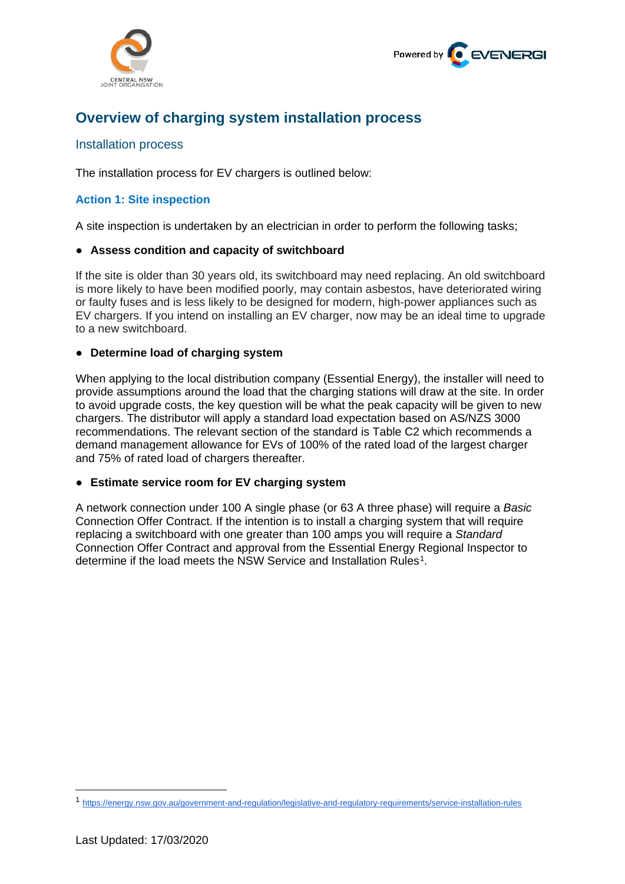# Overview of charging system installation process

## Installation process

The installation process for EV chargers is outlined below:

### Action 1: Site inspection

A site inspection is undertaken by an electrician in order to perform the following tasks;

- **Assess condition and capacity of switchboard**

If the site is older than 30 years old, its switchboard may need replacing. An old switchboard is more likely to have been modified poorly, may contain asbestos, have deteriorated wiring or faulty fuses and is less likely to be designed for modern, high-power appliances such as EV chargers. If you intend on installing an EV charger, now may be an ideal time to upgrade to a new switchboard.

- **Determine load of charging system**

When applying to the local distribution company (Essential Energy), the installer will need to provide assumptions around the load that the charging stations will draw at the site. In order to avoid upgrade costs, the key question will be what the peak capacity will be given to new chargers. The distributor will apply a standard load expectation based on AS/NZS 3000 recommendations. The relevant section of the standard is Table C2 which recommends a demand management allowance for EVs of 100% of the rated load of the largest charger and 75% of rated load of chargers thereafter.

- **Estimate service room for EV charging system**

A network connection under 100 A single phase (or 63 A three phase) will require a *Basic* Connection Offer Contract. If the intention is to install a charging system that will require replacing a switchboard with one greater than 100 amps you will require a *Standard* Connection Offer Contract and approval from the Essential Energy Regional Inspector to determine if the load meets the NSW Service and Installation Rules[1].

---

[1] https://energy.nsw.gov.au/government-and-regulation/legislative-and-regulatory-requirements/service-installation-rules

Last Updated: 17/03/2020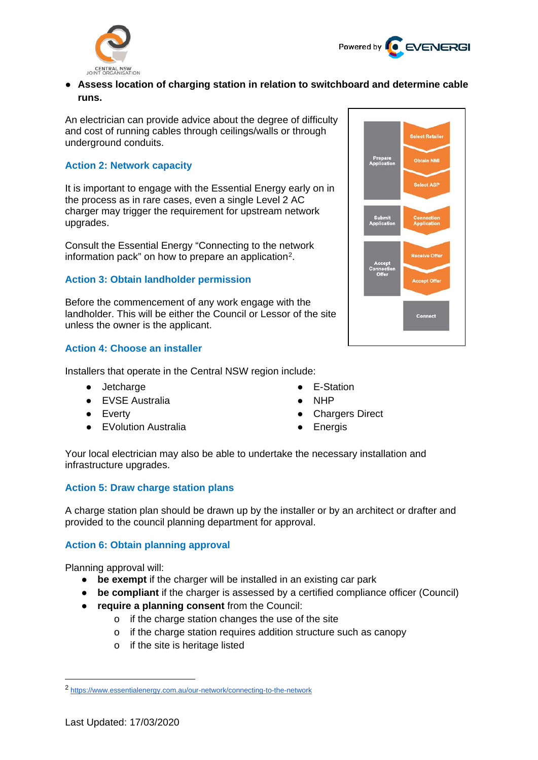- **Assess location of charging station in relation to switchboard and determine cable runs.**

An electrician can provide advice about the degree of difficulty and cost of running cables through ceilings/walls or through underground conduits.

### Action 2: Network capacity

It is important to engage with the Essential Energy early on in the process as in rare cases, even a single Level 2 AC charger may trigger the requirement for upstream network upgrades.

Consult the Essential Energy “Connecting to the network information pack” on how to prepare an application[2].

Prepare Application
Select Retailer
Obtain NMI
Select ASP
Submit Application
Connection Application
Accept Connection Offer
Receive Offer
Accept Offer
Connect

### Action 3: Obtain landholder permission

Before the commencement of any work engage with the landholder. This will be either the Council or Lessor of the site unless the owner is the applicant.

### Action 4: Choose an installer

Installers that operate in the Central NSW region include:

- Jetcharge
- EVSE Australia
- Everty
- EVolution Australia
- E-Station
- NHP
- Chargers Direct
- Energis

Your local electrician may also be able to undertake the necessary installation and infrastructure upgrades.

### Action 5: Draw charge station plans

A charge station plan should be drawn up by the installer or by an architect or drafter and provided to the council planning department for approval.

### Action 6: Obtain planning approval

Planning approval will:

- **be exempt** if the charger will be installed in an existing car park
- **be compliant** if the charger is assessed by a certified compliance officer (Council)
- **require a planning consent** from the Council:
  - if the charge station changes the use of the site
  - if the charge station requires addition structure such as canopy
  - if the site is heritage listed

[2] https://www.essentialenergy.com.au/our-network/connecting-to-the-network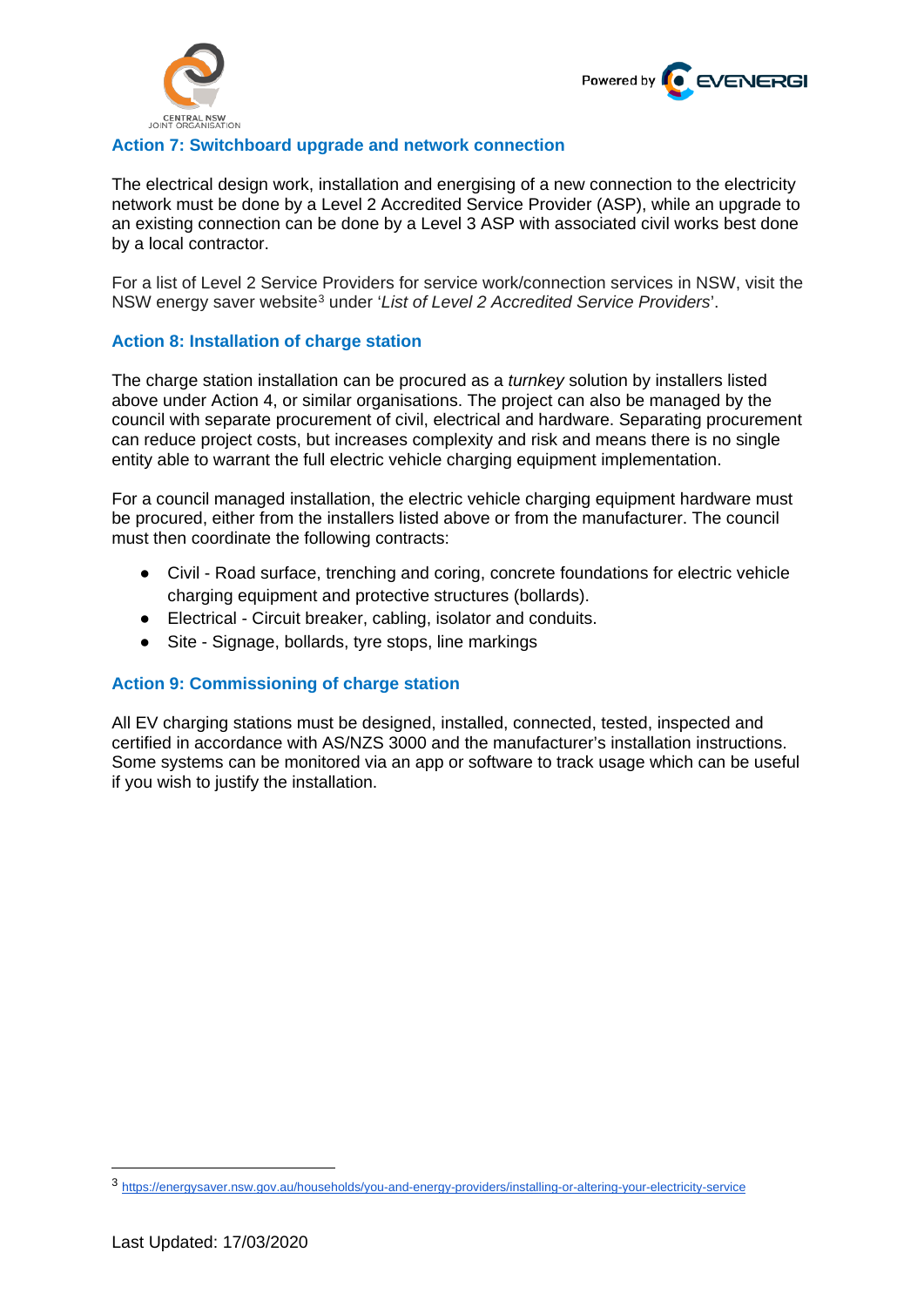### Action 7: Switchboard upgrade and network connection

The electrical design work, installation and energising of a new connection to the electricity network must be done by a Level 2 Accredited Service Provider (ASP), while an upgrade to an existing connection can be done by a Level 3 ASP with associated civil works best done by a local contractor.

For a list of Level 2 Service Providers for service work/connection services in NSW, visit the NSW energy saver website[3] under '*List of Level 2 Accredited Service Providers*'.

### Action 8: Installation of charge station

The charge station installation can be procured as a *turnkey* solution by installers listed above under Action 4, or similar organisations. The project can also be managed by the council with separate procurement of civil, electrical and hardware. Separating procurement can reduce project costs, but increases complexity and risk and means there is no single entity able to warrant the full electric vehicle charging equipment implementation.

For a council managed installation, the electric vehicle charging equipment hardware must be procured, either from the installers listed above or from the manufacturer. The council must then coordinate the following contracts:

- Civil - Road surface, trenching and coring, concrete foundations for electric vehicle charging equipment and protective structures (bollards).
- Electrical - Circuit breaker, cabling, isolator and conduits.
- Site - Signage, bollards, tyre stops, line markings

### Action 9: Commissioning of charge station

All EV charging stations must be designed, installed, connected, tested, inspected and certified in accordance with AS/NZS 3000 and the manufacturer's installation instructions. Some systems can be monitored via an app or software to track usage which can be useful if you wish to justify the installation.

[3] https://energysaver.nsw.gov.au/households/you-and-energy-providers/installing-or-altering-your-electricity-service

Last Updated: 17/03/2020